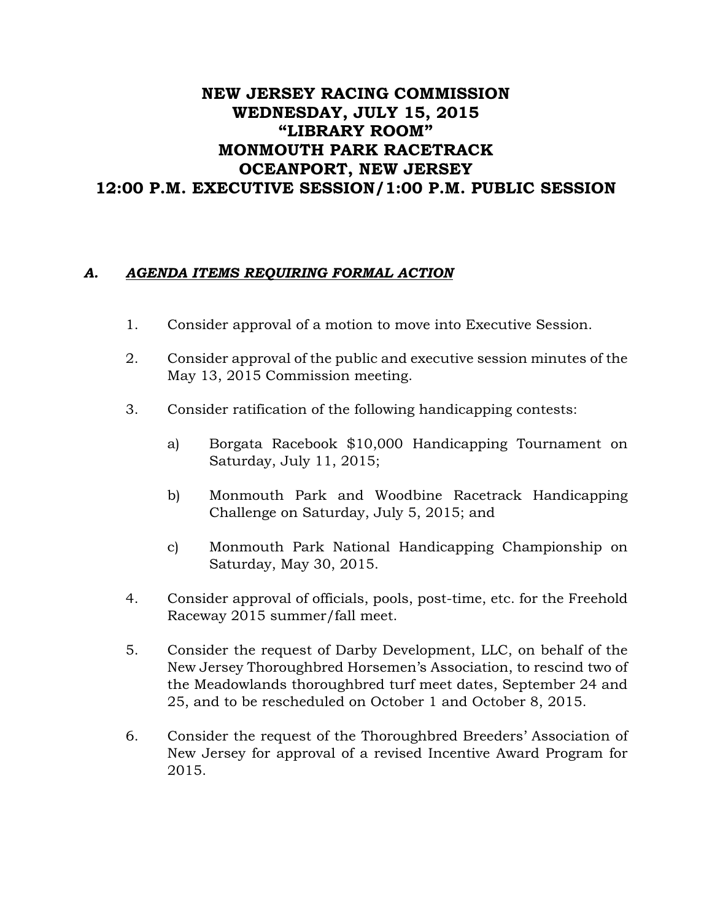# NEW JERSEY RACING COMMISSION
# WEDNESDAY, JULY 15, 2015
# “LIBRARY ROOM”
# MONMOUTH PARK RACETRACK
# OCEANPORT, NEW JERSEY
# 12:00 P.M. EXECUTIVE SESSION/1:00 P.M. PUBLIC SESSION

## A. *AGENDA ITEMS REQUIRING FORMAL ACTION*

1. Consider approval of a motion to move into Executive Session.

2. Consider approval of the public and executive session minutes of the May 13, 2015 Commission meeting.

3. Consider ratification of the following handicapping contests:

   a) Borgata Racebook $10,000 Handicapping Tournament on Saturday, July 11, 2015;

   b) Monmouth Park and Woodbine Racetrack Handicapping Challenge on Saturday, July 5, 2015; and

   c) Monmouth Park National Handicapping Championship on Saturday, May 30, 2015.

4. Consider approval of officials, pools, post-time, etc. for the Freehold Raceway 2015 summer/fall meet.

5. Consider the request of Darby Development, LLC, on behalf of the New Jersey Thoroughbred Horsemen’s Association, to rescind two of the Meadowlands thoroughbred turf meet dates, September 24 and 25, and to be rescheduled on October 1 and October 8, 2015.

6. Consider the request of the Thoroughbred Breeders’ Association of New Jersey for approval of a revised Incentive Award Program for 2015.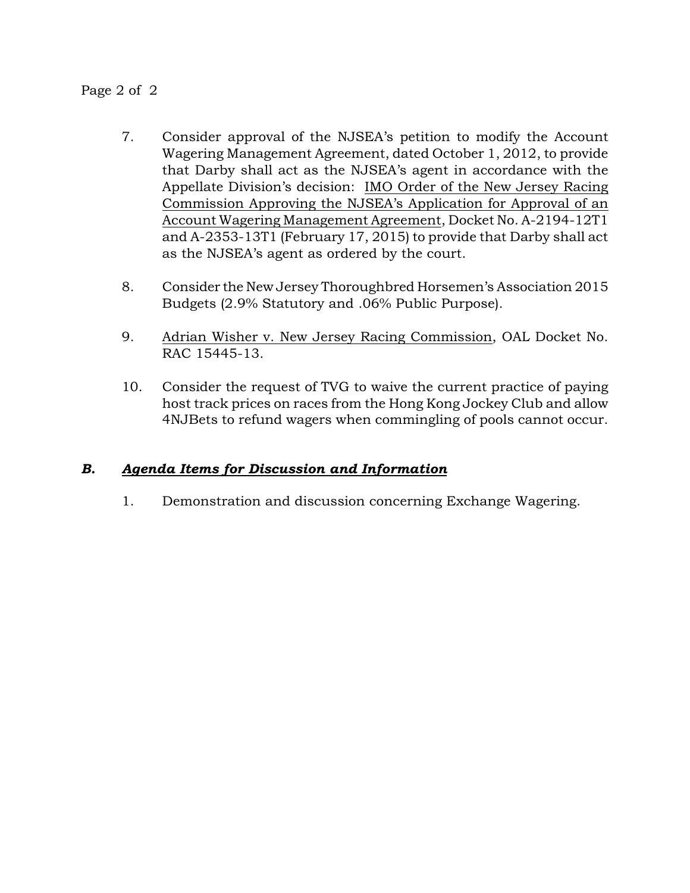7. Consider approval of the NJSEA's petition to modify the Account Wagering Management Agreement, dated October 1, 2012, to provide that Darby shall act as the NJSEA's agent in accordance with the Appellate Division's decision: IMO Order of the New Jersey Racing Commission Approving the NJSEA's Application for Approval of an Account Wagering Management Agreement, Docket No. A-2194-12T1 and A-2353-13T1 (February 17, 2015) to provide that Darby shall act as the NJSEA's agent as ordered by the court.

8. Consider the New Jersey Thoroughbred Horsemen's Association 2015 Budgets (2.9% Statutory and .06% Public Purpose).

9. Adrian Wisher v. New Jersey Racing Commission, OAL Docket No. RAC 15445-13.

10. Consider the request of TVG to waive the current practice of paying host track prices on races from the Hong Kong Jockey Club and allow 4NJBets to refund wagers when commingling of pools cannot occur.

### ***B. Agenda Items for Discussion and Information***

1. Demonstration and discussion concerning Exchange Wagering.